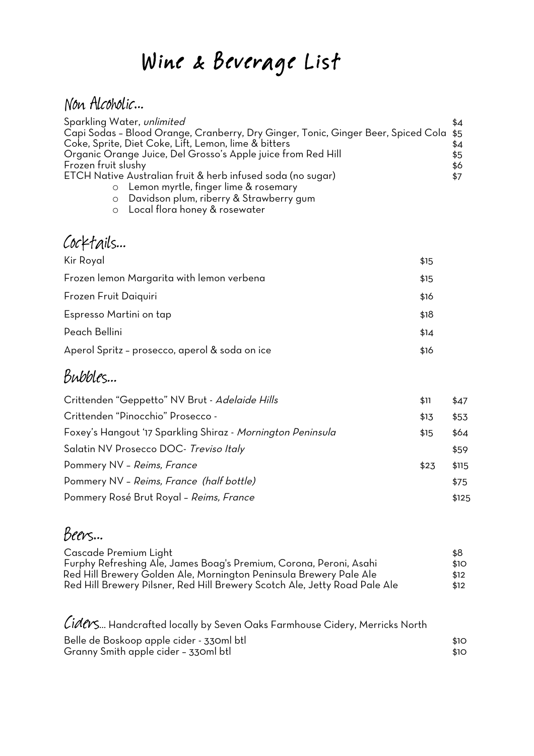# Wine & Beverage List

## Non Alcoholic...

| | |
|---|---|
| Sparkling Water, *unlimited* | $4 |
| Capi Sodas – Blood Orange, Cranberry, Dry Ginger, Tonic, Ginger Beer, Spiced Cola | $5 |
| Coke, Sprite, Diet Coke, Lift, Lemon, lime & bitters | $4 |
| Organic Orange Juice, Del Grosso's Apple juice from Red Hill | $5 |
| Frozen fruit slushy | $6 |
| ETCH Native Australian fruit & herb infused soda (no sugar) | $7 |

- Lemon myrtle, finger lime & rosemary
- Davidson plum, riberry & Strawberry gum
- Local flora honey & rosewater

## Cocktails...

| | |
|---|---|
| Kir Royal | $15 |
| Frozen lemon Margarita with lemon verbena | $15 |
| Frozen Fruit Daiquiri | $16 |
| Espresso Martini on tap | $18 |
| Peach Bellini | $14 |
| Aperol Spritz – prosecco, aperol & soda on ice | $16 |

## Bubbles...

| | | |
|---|---|---|
| Crittenden "Geppetto" NV Brut - *Adelaide Hills* | $11 | $47 |
| Crittenden "Pinocchio" Prosecco - | $13 | $53 |
| Foxey's Hangout '17 Sparkling Shiraz - *Mornington Peninsula* | $15 | $64 |
| Salatin NV Prosecco DOC- *Treviso Italy* | | $59 |
| Pommery NV – *Reims, France* | $23 | $115 |
| Pommery NV – *Reims, France (half bottle)* | | $75 |
| Pommery Rosé Brut Royal – *Reims, France* | | $125 |

## Beers...

| | |
|---|---|
| Cascade Premium Light | $8 |
| Furphy Refreshing Ale, James Boag's Premium, Corona, Peroni, Asahi | $10 |
| Red Hill Brewery Golden Ale, Mornington Peninsula Brewery Pale Ale | $12 |
| Red Hill Brewery Pilsner, Red Hill Brewery Scotch Ale, Jetty Road Pale Ale | $12 |

## Ciders... Handcrafted locally by Seven Oaks Farmhouse Cidery, Merricks North

| | |
|---|---|
| Belle de Boskoop apple cider - 330ml btl | $10 |
| Granny Smith apple cider – 330ml btl | $10 |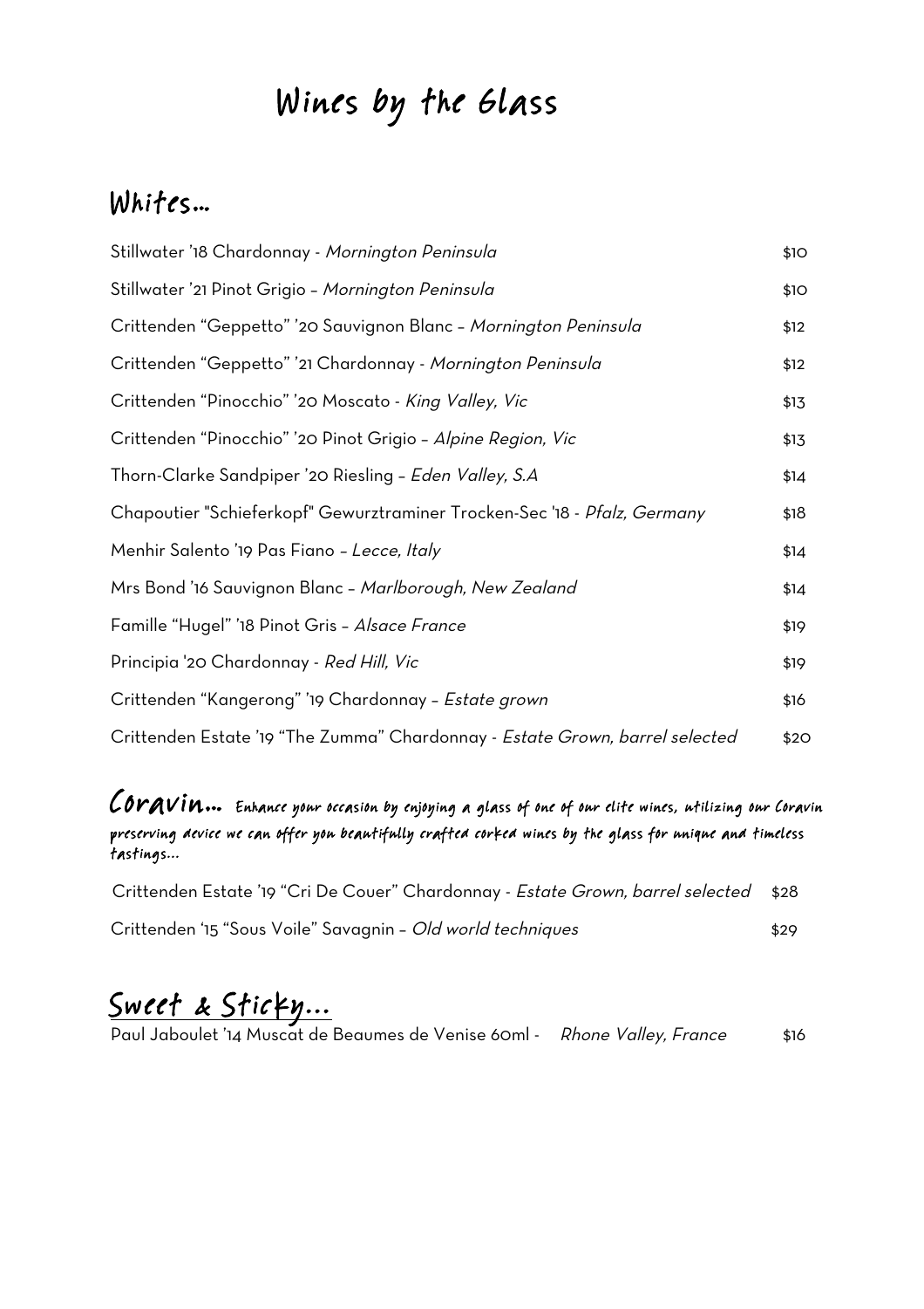# Wines by the Glass

## Whites…

| | |
|---|---|
| Stillwater '18 Chardonnay - *Mornington Peninsula* | $10 |
| Stillwater '21 Pinot Grigio – *Mornington Peninsula* | $10 |
| Crittenden "Geppetto" '20 Sauvignon Blanc – *Mornington Peninsula* | $12 |
| Crittenden "Geppetto" '21 Chardonnay - *Mornington Peninsula* | $12 |
| Crittenden "Pinocchio" '20 Moscato - *King Valley, Vic* | $13 |
| Crittenden "Pinocchio" '20 Pinot Grigio – *Alpine Region, Vic* | $13 |
| Thorn-Clarke Sandpiper '20 Riesling – *Eden Valley, S.A* | $14 |
| Chapoutier "Schieferkopf" Gewurztraminer Trocken-Sec '18 - *Pfalz, Germany* | $18 |
| Menhir Salento '19 Pas Fiano – *Lecce, Italy* | $14 |
| Mrs Bond '16 Sauvignon Blanc – *Marlborough, New Zealand* | $14 |
| Famille "Hugel" '18 Pinot Gris – *Alsace France* | $19 |
| Principia '20 Chardonnay - *Red Hill, Vic* | $19 |
| Crittenden "Kangerong" '19 Chardonnay – *Estate grown* | $16 |
| Crittenden Estate '19 "The Zumma" Chardonnay - *Estate Grown, barrel selected* | $20 |

## Coravin…

Enhance your occasion by enjoying a glass of one of our elite wines, utilizing our Coravin preserving device we can offer you beautifully crafted corked wines by the glass for unique and timeless tastings…

| | |
|---|---|
| Crittenden Estate '19 "Cri De Couer" Chardonnay - *Estate Grown, barrel selected* | $28 |
| Crittenden '15 "Sous Voile" Savagnin – *Old world techniques* | $29 |

## Sweet & Sticky…

| | |
|---|---|
| Paul Jaboulet '14 Muscat de Beaumes de Venise 60ml - *Rhone Valley, France* | $16 |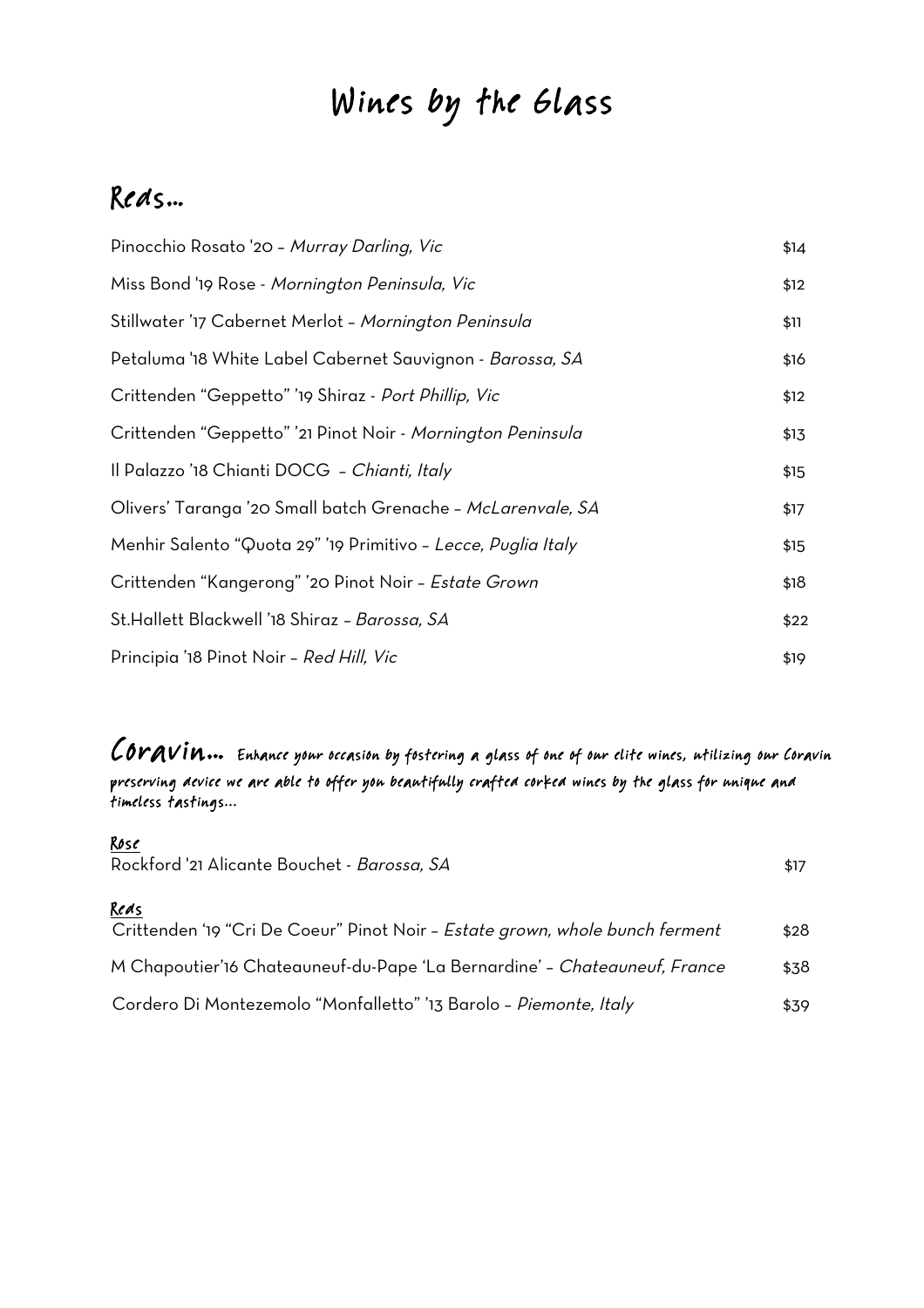# Wines by the Glass

## Reds…

| | |
|---|---|
| Pinocchio Rosato '20 – *Murray Darling, Vic* | $14 |
| Miss Bond '19 Rose - *Mornington Peninsula, Vic* | $12 |
| Stillwater '17 Cabernet Merlot – *Mornington Peninsula* | $11 |
| Petaluma '18 White Label Cabernet Sauvignon - *Barossa, SA* | $16 |
| Crittenden "Geppetto" '19 Shiraz - *Port Phillip, Vic* | $12 |
| Crittenden "Geppetto" '21 Pinot Noir - *Mornington Peninsula* | $13 |
| Il Palazzo '18 Chianti DOCG – *Chianti, Italy* | $15 |
| Olivers' Taranga '20 Small batch Grenache – *McLarenvale, SA* | $17 |
| Menhir Salento "Quota 29" '19 Primitivo – *Lecce, Puglia Italy* | $15 |
| Crittenden "Kangerong" '20 Pinot Noir – *Estate Grown* | $18 |
| St.Hallett Blackwell '18 Shiraz – *Barossa, SA* | $22 |
| Principia '18 Pinot Noir – *Red Hill, Vic* | $19 |

## Coravin… Enhance your occasion by fostering a glass of one of our elite wines, utilizing our Coravin preserving device we are able to offer you beautifully crafted corked wines by the glass for unique and timeless tastings…

<u>Rose</u>

| | |
|---|---|
| Rockford '21 Alicante Bouchet - *Barossa, SA* | $17 |

<u>Reds</u>

| | |
|---|---|
| Crittenden '19 "Cri De Coeur" Pinot Noir – *Estate grown, whole bunch ferment* | $28 |
| M Chapoutier'16 Chateauneuf-du-Pape 'La Bernardine' – *Chateauneuf, France* | $38 |
| Cordero Di Montezemolo "Monfalletto" '13 Barolo – *Piemonte, Italy* | $39 |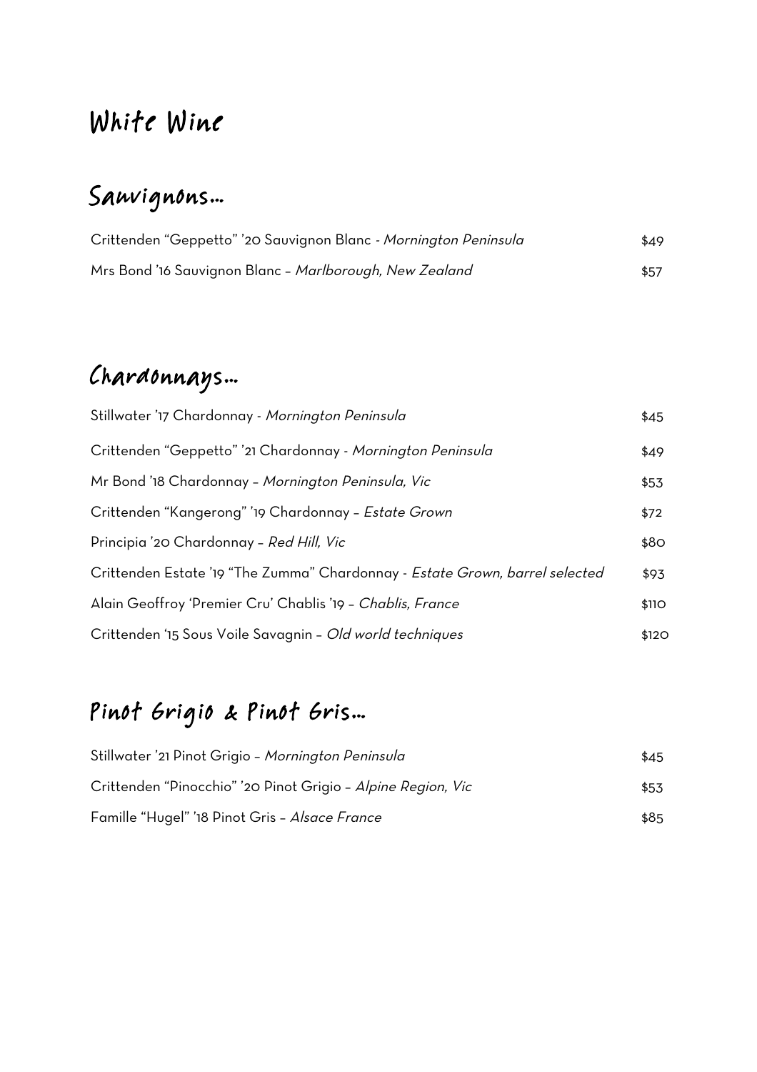# White Wine

## Sauvignons…

| | |
|---|---|
| Crittenden "Geppetto" '20 Sauvignon Blanc - *Mornington Peninsula* | $49 |
| Mrs Bond '16 Sauvignon Blanc – *Marlborough, New Zealand* | $57 |

## Chardonnays…

| | |
|---|---|
| Stillwater '17 Chardonnay - *Mornington Peninsula* | $45 |
| Crittenden "Geppetto" '21 Chardonnay - *Mornington Peninsula* | $49 |
| Mr Bond '18 Chardonnay – *Mornington Peninsula, Vic* | $53 |
| Crittenden "Kangerong" '19 Chardonnay – *Estate Grown* | $72 |
| Principia '20 Chardonnay – *Red Hill, Vic* | $80 |
| Crittenden Estate '19 "The Zumma" Chardonnay - *Estate Grown, barrel selected* | $93 |
| Alain Geoffroy 'Premier Cru' Chablis '19 – *Chablis, France* | $110 |
| Crittenden '15 Sous Voile Savagnin – *Old world techniques* | $120 |

## Pinot Grigio & Pinot Gris…

| | |
|---|---|
| Stillwater '21 Pinot Grigio – *Mornington Peninsula* | $45 |
| Crittenden "Pinocchio" '20 Pinot Grigio – *Alpine Region, Vic* | $53 |
| Famille "Hugel" '18 Pinot Gris – *Alsace France* | $85 |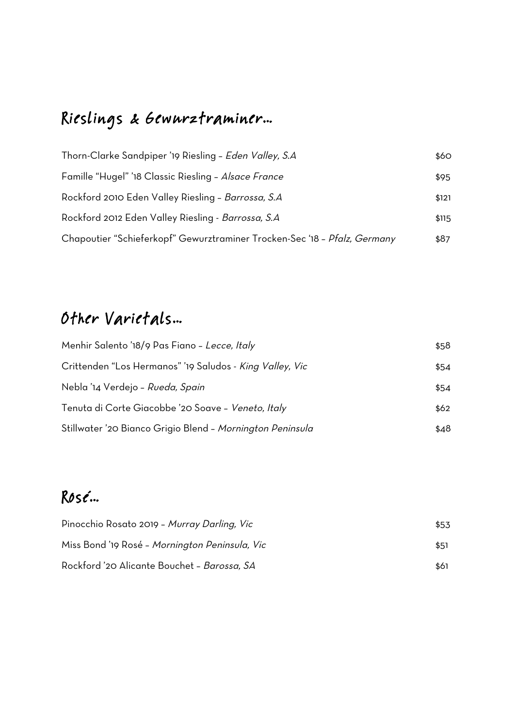## Rieslings & Gewurztraminer…

| | |
|---|---|
| Thorn-Clarke Sandpiper '19 Riesling – *Eden Valley, S.A* | $60 |
| Famille "Hugel" '18 Classic Riesling – *Alsace France* | $95 |
| Rockford 2010 Eden Valley Riesling – *Barrossa, S.A* | $121 |
| Rockford 2012 Eden Valley Riesling - *Barrossa, S.A* | $115 |
| Chapoutier "Schieferkopf" Gewurztraminer Trocken-Sec '18 – *Pfalz, Germany* | $87 |

## Other Varietals…

| | |
|---|---|
| Menhir Salento '18/9 Pas Fiano – *Lecce, Italy* | $58 |
| Crittenden "Los Hermanos" '19 Saludos - *King Valley, Vic* | $54 |
| Nebla '14 Verdejo – *Rueda, Spain* | $54 |
| Tenuta di Corte Giacobbe '20 Soave – *Veneto, Italy* | $62 |
| Stillwater '20 Bianco Grigio Blend – *Mornington Peninsula* | $48 |

## Rosé…

| | |
|---|---|
| Pinocchio Rosato 2019 – *Murray Darling, Vic* | $53 |
| Miss Bond '19 Rosé – *Mornington Peninsula, Vic* | $51 |
| Rockford '20 Alicante Bouchet – *Barossa, SA* | $61 |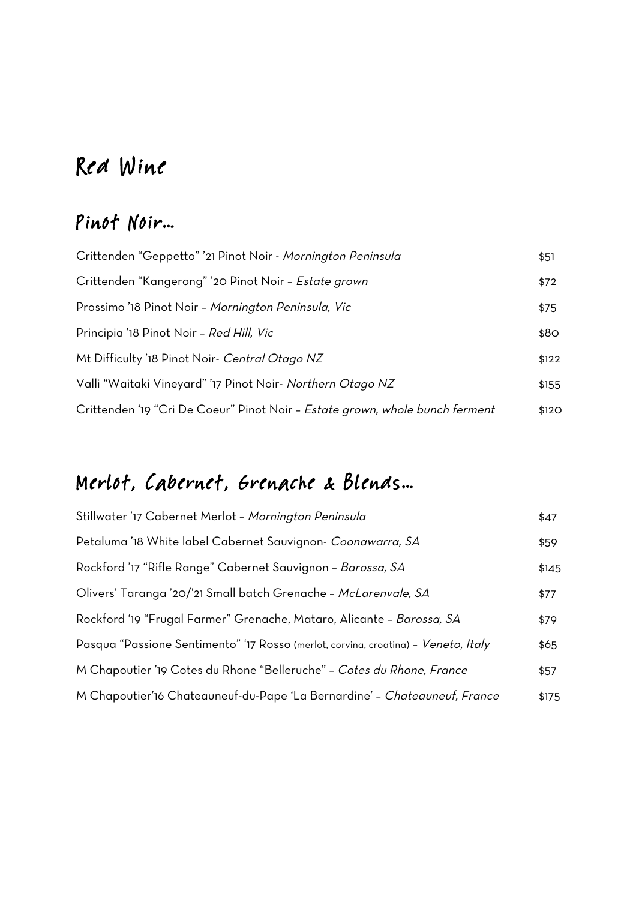# Red Wine

## Pinot Noir...

| | |
|---|---|
| Crittenden "Geppetto" '21 Pinot Noir - *Mornington Peninsula* | $51 |
| Crittenden "Kangerong" '20 Pinot Noir – *Estate grown* | $72 |
| Prossimo '18 Pinot Noir – *Mornington Peninsula, Vic* | $75 |
| Principia '18 Pinot Noir – *Red Hill, Vic* | $80 |
| Mt Difficulty '18 Pinot Noir- *Central Otago NZ* | $122 |
| Valli "Waitaki Vineyard" '17 Pinot Noir- *Northern Otago NZ* | $155 |
| Crittenden '19 "Cri De Coeur" Pinot Noir – *Estate grown, whole bunch ferment* | $120 |

## Merlot, Cabernet, Grenache & Blends...

| | |
|---|---|
| Stillwater '17 Cabernet Merlot – *Mornington Peninsula* | $47 |
| Petaluma '18 White label Cabernet Sauvignon- *Coonawarra, SA* | $59 |
| Rockford '17 "Rifle Range" Cabernet Sauvignon – *Barossa, SA* | $145 |
| Olivers' Taranga '20/'21 Small batch Grenache – *McLarenvale, SA* | $77 |
| Rockford '19 "Frugal Farmer" Grenache, Mataro, Alicante – *Barossa, SA* | $79 |
| Pasqua "Passione Sentimento" '17 Rosso (merlot, corvina, croatina) – *Veneto, Italy* | $65 |
| M Chapoutier '19 Cotes du Rhone "Belleruche" – *Cotes du Rhone, France* | $57 |
| M Chapoutier'16 Chateauneuf-du-Pape 'La Bernardine' – *Chateauneuf, France* | $175 |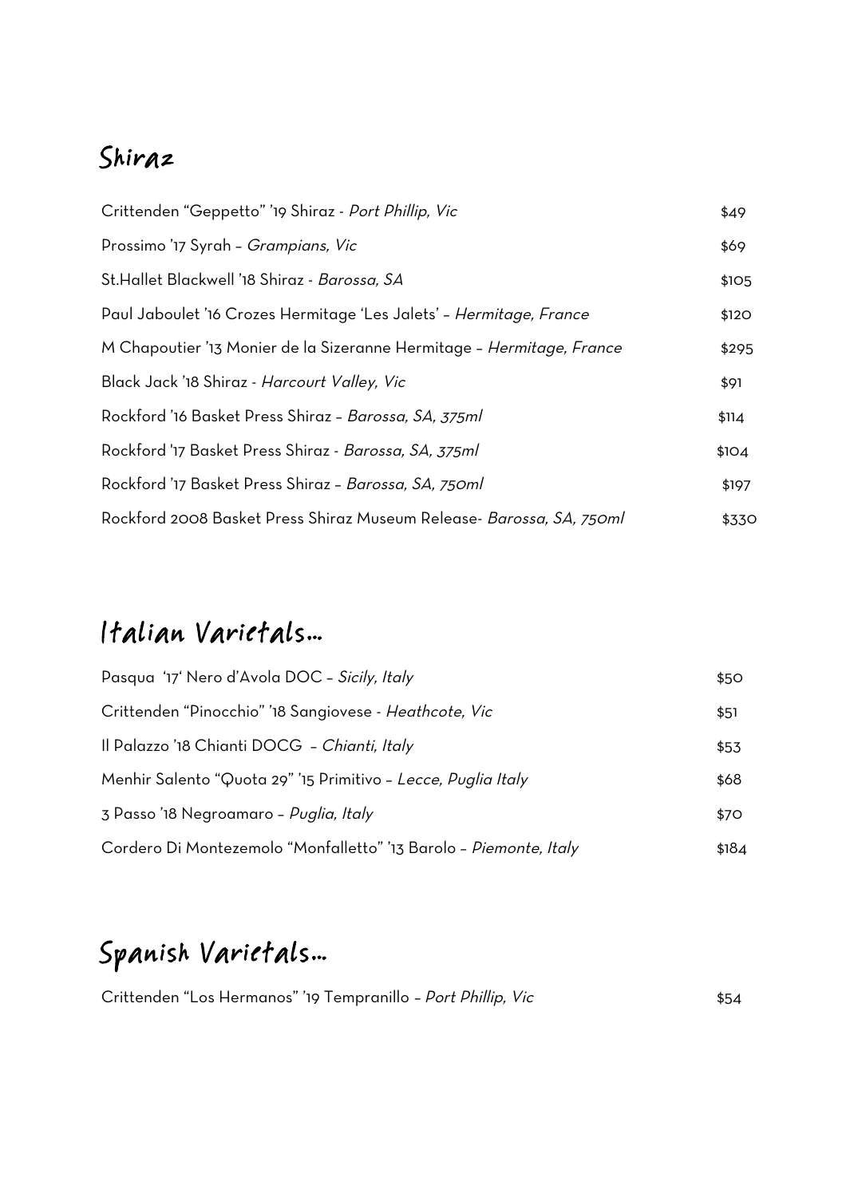## Shiraz

| | |
|---|---|
| Crittenden "Geppetto" '19 Shiraz - *Port Phillip, Vic* | $49 |
| Prossimo '17 Syrah – *Grampians, Vic* | $69 |
| St.Hallet Blackwell '18 Shiraz - *Barossa, SA* | $105 |
| Paul Jaboulet '16 Crozes Hermitage 'Les Jalets' – *Hermitage, France* | $120 |
| M Chapoutier '13 Monier de la Sizeranne Hermitage – *Hermitage, France* | $295 |
| Black Jack '18 Shiraz - *Harcourt Valley, Vic* | $91 |
| Rockford '16 Basket Press Shiraz – *Barossa, SA, 375ml* | $114 |
| Rockford '17 Basket Press Shiraz - *Barossa, SA, 375ml* | $104 |
| Rockford '17 Basket Press Shiraz – *Barossa, SA, 750ml* | $197 |
| Rockford 2008 Basket Press Shiraz Museum Release- *Barossa, SA, 750ml* | $330 |

## Italian Varietals…

| | |
|---|---|
| Pasqua '17' Nero d'Avola DOC – *Sicily, Italy* | $50 |
| Crittenden "Pinocchio" '18 Sangiovese - *Heathcote, Vic* | $51 |
| Il Palazzo '18 Chianti DOCG – *Chianti, Italy* | $53 |
| Menhir Salento "Quota 29" '15 Primitivo – *Lecce, Puglia Italy* | $68 |
| 3 Passo '18 Negroamaro – *Puglia, Italy* | $70 |
| Cordero Di Montezemolo "Monfalletto" '13 Barolo – *Piemonte, Italy* | $184 |

## Spanish Varietals…

| | |
|---|---|
| Crittenden "Los Hermanos" '19 Tempranillo – *Port Phillip, Vic* | $54 |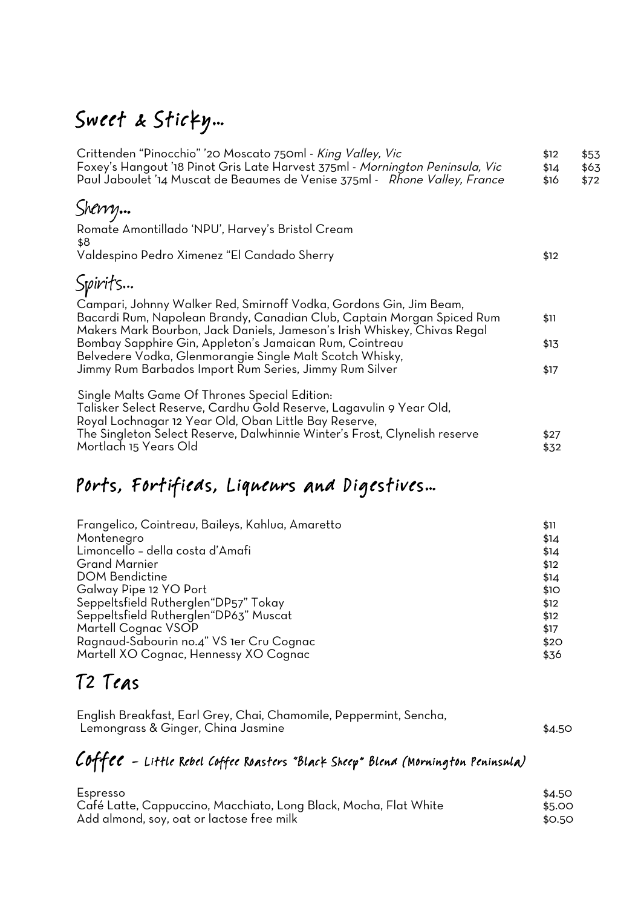# Sweet & Sticky...

| | | |
|---|---|---|
| Crittenden "Pinocchio" '20 Moscato 750ml - *King Valley, Vic* | $12 | $53 |
| Foxey's Hangout '18 Pinot Gris Late Harvest 375ml - *Mornington Peninsula, Vic* | $14 | $63 |
| Paul Jaboulet '14 Muscat de Beaumes de Venise 375ml - *Rhone Valley, France* | $16 | $72 |

# Sherry...

Romate Amontillado 'NPU', Harvey's Bristol Cream
$8
Valdespino Pedro Ximenez "El Candado Sherry $12

# Spirits...

Campari, Johnny Walker Red, Smirnoff Vodka, Gordons Gin, Jim Beam,
Bacardi Rum, Napolean Brandy, Canadian Club, Captain Morgan Spiced Rum $11
Makers Mark Bourbon, Jack Daniels, Jameson's Irish Whiskey, Chivas Regal
Bombay Sapphire Gin, Appleton's Jamaican Rum, Cointreau $13
Belvedere Vodka, Glenmorangie Single Malt Scotch Whisky,
Jimmy Rum Barbados Import Rum Series, Jimmy Rum Silver $17

Single Malts Game Of Thrones Special Edition:
Talisker Select Reserve, Cardhu Gold Reserve, Lagavulin 9 Year Old,
Royal Lochnagar 12 Year Old, Oban Little Bay Reserve,
The Singleton Select Reserve, Dalwhinnie Winter's Frost, Clynelish reserve $27
Mortlach 15 Years Old $32

# Ports, Fortifieds, Liqueurs and Digestives...

| | |
|---|---|
| Frangelico, Cointreau, Baileys, Kahlua, Amaretto | $11 |
| Montenegro | $14 |
| Limoncello – della costa d'Amafi | $14 |
| Grand Marnier | $12 |
| DOM Bendictine | $14 |
| Galway Pipe 12 YO Port | $10 |
| Seppeltsfield Rutherglen"DP57" Tokay | $12 |
| Seppeltsfield Rutherglen"DP63" Muscat | $12 |
| Martell Cognac VSOP | $17 |
| Ragnaud-Sabourin no.4" VS 1er Cru Cognac | $20 |
| Martell XO Cognac, Hennessy XO Cognac | $36 |

# T2 Teas

English Breakfast, Earl Grey, Chai, Chamomile, Peppermint, Sencha,
Lemongrass & Ginger, China Jasmine $4.50

# Coffee – Little Rebel Coffee Roasters "Black Sheep" Blend (Mornington Peninsula)

| | |
|---|---|
| Espresso | $4.50 |
| Café Latte, Cappuccino, Macchiato, Long Black, Mocha, Flat White | $5.00 |
| Add almond, soy, oat or lactose free milk | $0.50 |